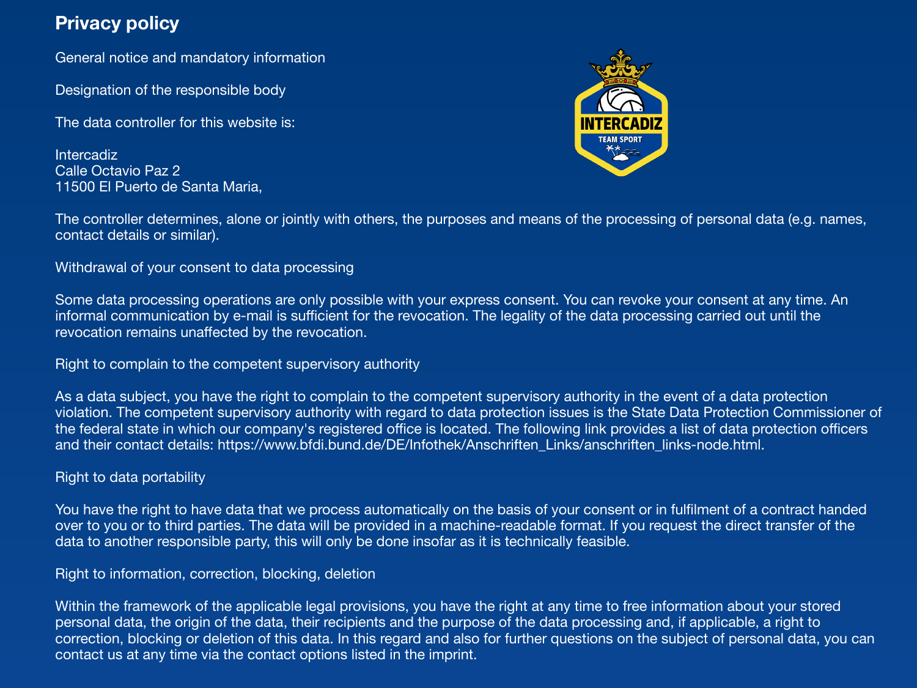# Privacy policy

General notice and mandatory information

Designation of the responsible body

The data controller for this website is:

Intercadiz
Calle Octavio Paz 2
11500 El Puerto de Santa Maria,

The controller determines, alone or jointly with others, the purposes and means of the processing of personal data (e.g. names, contact details or similar).

Withdrawal of your consent to data processing

Some data processing operations are only possible with your express consent. You can revoke your consent at any time. An informal communication by e-mail is sufficient for the revocation. The legality of the data processing carried out until the revocation remains unaffected by the revocation.

Right to complain to the competent supervisory authority

As a data subject, you have the right to complain to the competent supervisory authority in the event of a data protection violation. The competent supervisory authority with regard to data protection issues is the State Data Protection Commissioner of the federal state in which our company's registered office is located. The following link provides a list of data protection officers and their contact details: https://www.bfdi.bund.de/DE/Infothek/Anschriften_Links/anschriften_links-node.html.

Right to data portability

You have the right to have data that we process automatically on the basis of your consent or in fulfilment of a contract handed over to you or to third parties. The data will be provided in a machine-readable format. If you request the direct transfer of the data to another responsible party, this will only be done insofar as it is technically feasible.

Right to information, correction, blocking, deletion

Within the framework of the applicable legal provisions, you have the right at any time to free information about your stored personal data, the origin of the data, their recipients and the purpose of the data processing and, if applicable, a right to correction, blocking or deletion of this data. In this regard and also for further questions on the subject of personal data, you can contact us at any time via the contact options listed in the imprint.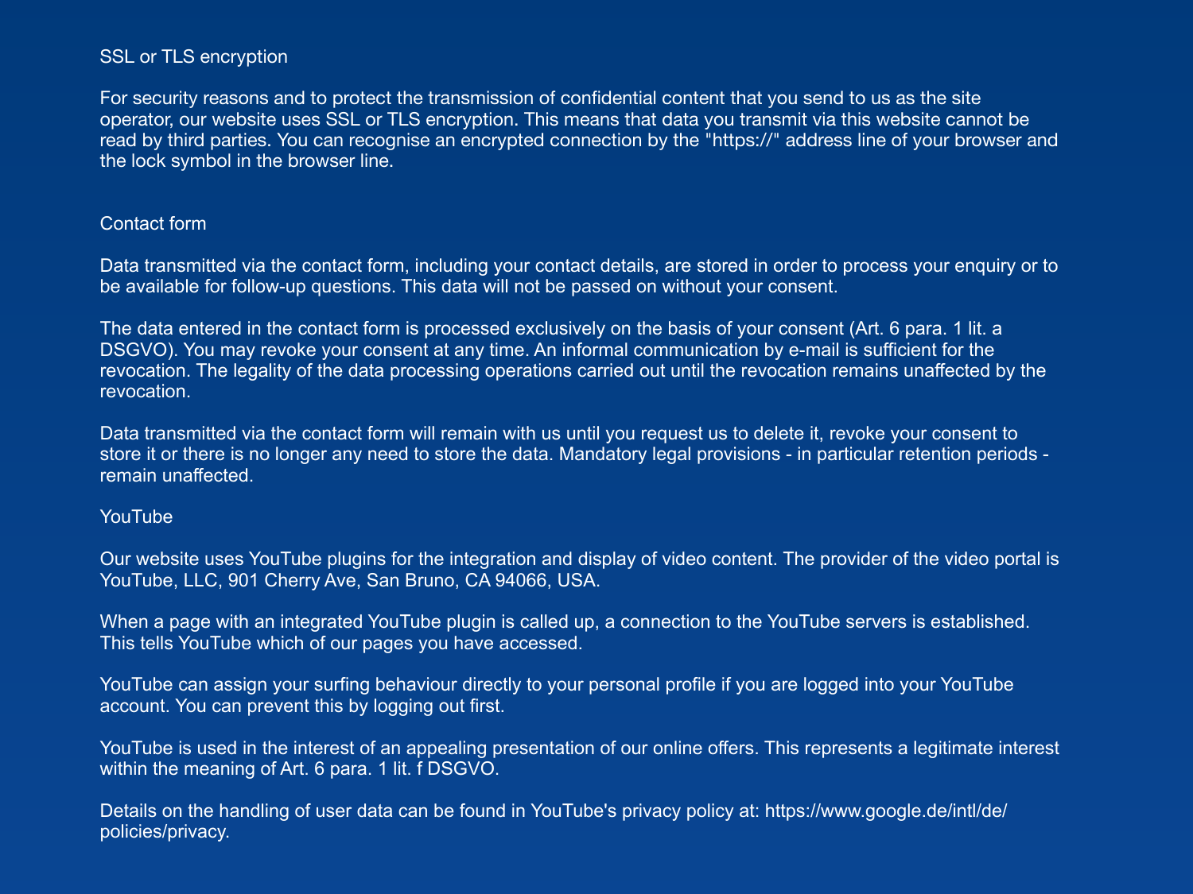## SSL or TLS encryption

For security reasons and to protect the transmission of confidential content that you send to us as the site operator, our website uses SSL or TLS encryption. This means that data you transmit via this website cannot be read by third parties. You can recognise an encrypted connection by the "https://" address line of your browser and the lock symbol in the browser line.

## Contact form

Data transmitted via the contact form, including your contact details, are stored in order to process your enquiry or to be available for follow-up questions. This data will not be passed on without your consent.

The data entered in the contact form is processed exclusively on the basis of your consent (Art. 6 para. 1 lit. a DSGVO). You may revoke your consent at any time. An informal communication by e-mail is sufficient for the revocation. The legality of the data processing operations carried out until the revocation remains unaffected by the revocation.

Data transmitted via the contact form will remain with us until you request us to delete it, revoke your consent to store it or there is no longer any need to store the data. Mandatory legal provisions - in particular retention periods - remain unaffected.

## YouTube

Our website uses YouTube plugins for the integration and display of video content. The provider of the video portal is YouTube, LLC, 901 Cherry Ave, San Bruno, CA 94066, USA.

When a page with an integrated YouTube plugin is called up, a connection to the YouTube servers is established. This tells YouTube which of our pages you have accessed.

YouTube can assign your surfing behaviour directly to your personal profile if you are logged into your YouTube account. You can prevent this by logging out first.

YouTube is used in the interest of an appealing presentation of our online offers. This represents a legitimate interest within the meaning of Art. 6 para. 1 lit. f DSGVO.

Details on the handling of user data can be found in YouTube's privacy policy at: https://www.google.de/intl/de/policies/privacy.